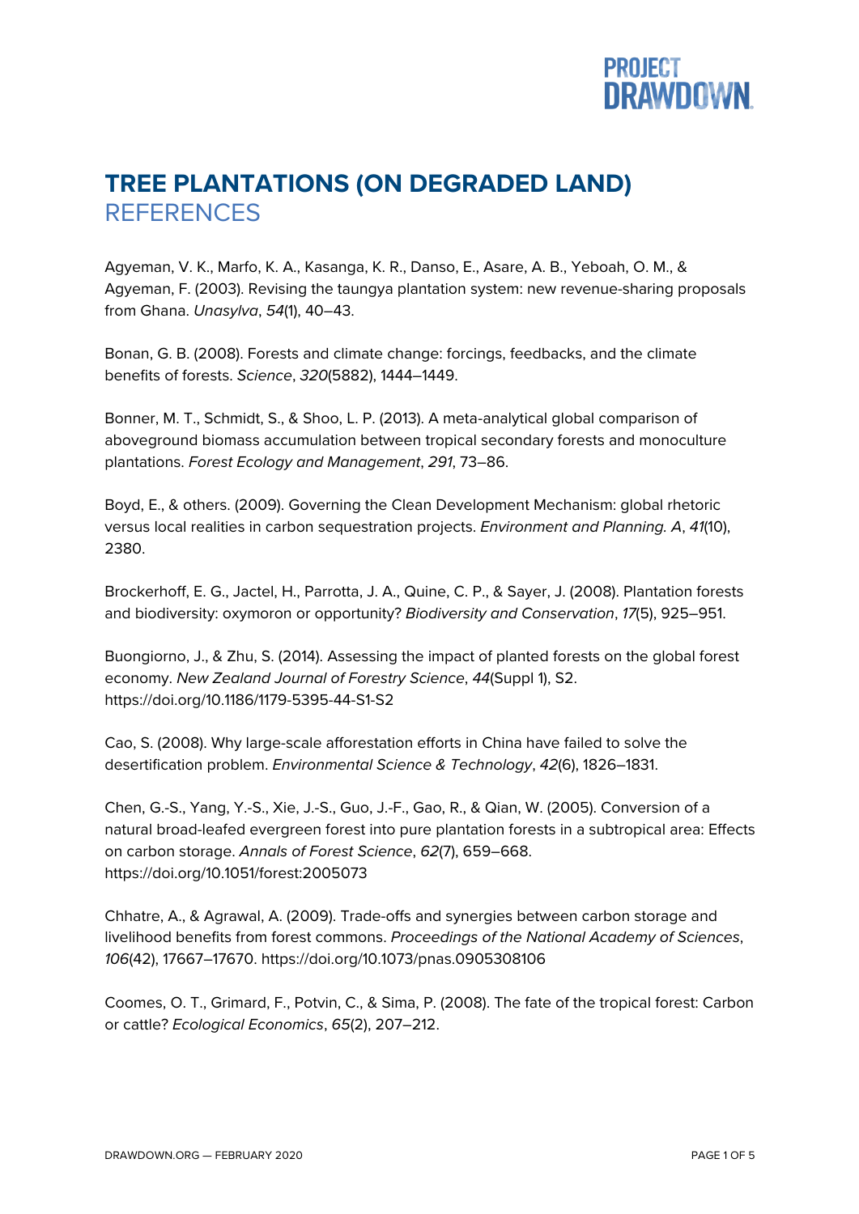# TREE PLANTATIONS (ON DEGRADED LAND)

## REFERENCES

Agyeman, V. K., Marfo, K. A., Kasanga, K. R., Danso, E., Asare, A. B., Yeboah, O. M., & Agyeman, F. (2003). Revising the taungya plantation system: new revenue-sharing proposals from Ghana. *Unasylva*, *54*(1), 40–43.

Bonan, G. B. (2008). Forests and climate change: forcings, feedbacks, and the climate benefits of forests. *Science*, *320*(5882), 1444–1449.

Bonner, M. T., Schmidt, S., & Shoo, L. P. (2013). A meta-analytical global comparison of aboveground biomass accumulation between tropical secondary forests and monoculture plantations. *Forest Ecology and Management*, *291*, 73–86.

Boyd, E., & others. (2009). Governing the Clean Development Mechanism: global rhetoric versus local realities in carbon sequestration projects. *Environment and Planning. A*, *41*(10), 2380.

Brockerhoff, E. G., Jactel, H., Parrotta, J. A., Quine, C. P., & Sayer, J. (2008). Plantation forests and biodiversity: oxymoron or opportunity? *Biodiversity and Conservation*, *17*(5), 925–951.

Buongiorno, J., & Zhu, S. (2014). Assessing the impact of planted forests on the global forest economy. *New Zealand Journal of Forestry Science*, *44*(Suppl 1), S2. https://doi.org/10.1186/1179-5395-44-S1-S2

Cao, S. (2008). Why large-scale afforestation efforts in China have failed to solve the desertification problem. *Environmental Science & Technology*, *42*(6), 1826–1831.

Chen, G.-S., Yang, Y.-S., Xie, J.-S., Guo, J.-F., Gao, R., & Qian, W. (2005). Conversion of a natural broad-leafed evergreen forest into pure plantation forests in a subtropical area: Effects on carbon storage. *Annals of Forest Science*, *62*(7), 659–668. https://doi.org/10.1051/forest:2005073

Chhatre, A., & Agrawal, A. (2009). Trade-offs and synergies between carbon storage and livelihood benefits from forest commons. *Proceedings of the National Academy of Sciences*, *106*(42), 17667–17670. https://doi.org/10.1073/pnas.0905308106

Coomes, O. T., Grimard, F., Potvin, C., & Sima, P. (2008). The fate of the tropical forest: Carbon or cattle? *Ecological Economics*, *65*(2), 207–212.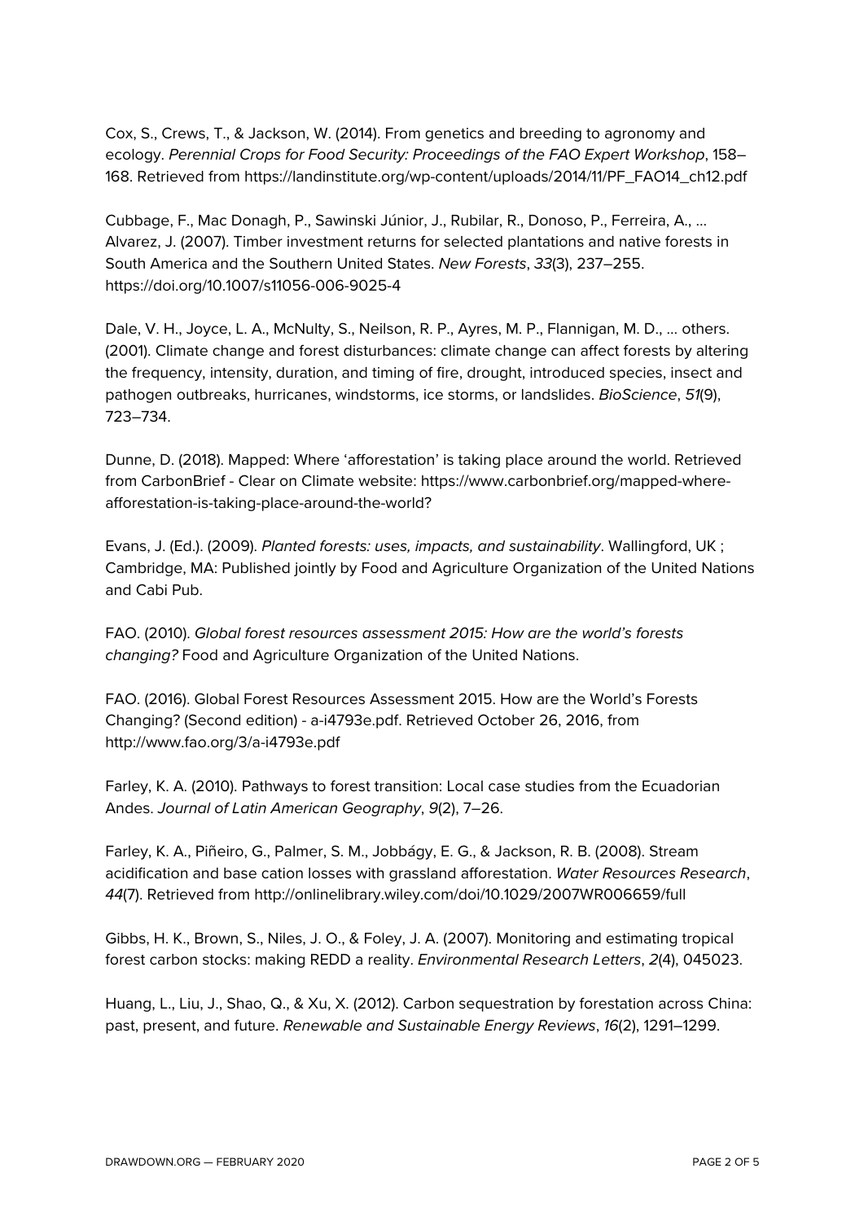Cox, S., Crews, T., & Jackson, W. (2014). From genetics and breeding to agronomy and ecology. *Perennial Crops for Food Security: Proceedings of the FAO Expert Workshop*, 158–168. Retrieved from https://landinstitute.org/wp-content/uploads/2014/11/PF_FAO14_ch12.pdf

Cubbage, F., Mac Donagh, P., Sawinski Júnior, J., Rubilar, R., Donoso, P., Ferreira, A., … Alvarez, J. (2007). Timber investment returns for selected plantations and native forests in South America and the Southern United States. *New Forests*, *33*(3), 237–255. https://doi.org/10.1007/s11056-006-9025-4

Dale, V. H., Joyce, L. A., McNulty, S., Neilson, R. P., Ayres, M. P., Flannigan, M. D., … others. (2001). Climate change and forest disturbances: climate change can affect forests by altering the frequency, intensity, duration, and timing of fire, drought, introduced species, insect and pathogen outbreaks, hurricanes, windstorms, ice storms, or landslides. *BioScience*, *51*(9), 723–734.

Dunne, D. (2018). Mapped: Where 'afforestation' is taking place around the world. Retrieved from CarbonBrief - Clear on Climate website: https://www.carbonbrief.org/mapped-where-afforestation-is-taking-place-around-the-world?

Evans, J. (Ed.). (2009). *Planted forests: uses, impacts, and sustainability*. Wallingford, UK ; Cambridge, MA: Published jointly by Food and Agriculture Organization of the United Nations and Cabi Pub.

FAO. (2010). *Global forest resources assessment 2015: How are the world's forests changing?* Food and Agriculture Organization of the United Nations.

FAO. (2016). Global Forest Resources Assessment 2015. How are the World's Forests Changing? (Second edition) - a-i4793e.pdf. Retrieved October 26, 2016, from http://www.fao.org/3/a-i4793e.pdf

Farley, K. A. (2010). Pathways to forest transition: Local case studies from the Ecuadorian Andes. *Journal of Latin American Geography*, *9*(2), 7–26.

Farley, K. A., Piñeiro, G., Palmer, S. M., Jobbágy, E. G., & Jackson, R. B. (2008). Stream acidification and base cation losses with grassland afforestation. *Water Resources Research*, *44*(7). Retrieved from http://onlinelibrary.wiley.com/doi/10.1029/2007WR006659/full

Gibbs, H. K., Brown, S., Niles, J. O., & Foley, J. A. (2007). Monitoring and estimating tropical forest carbon stocks: making REDD a reality. *Environmental Research Letters*, *2*(4), 045023.

Huang, L., Liu, J., Shao, Q., & Xu, X. (2012). Carbon sequestration by forestation across China: past, present, and future. *Renewable and Sustainable Energy Reviews*, *16*(2), 1291–1299.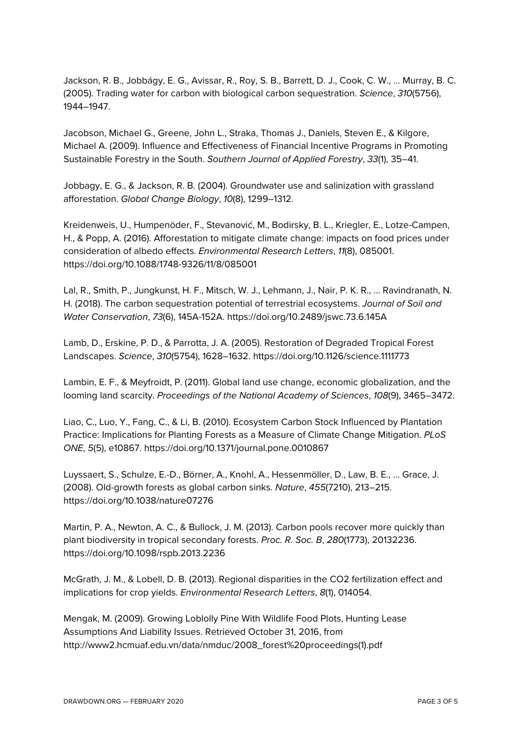Jackson, R. B., Jobbágy, E. G., Avissar, R., Roy, S. B., Barrett, D. J., Cook, C. W., … Murray, B. C. (2005). Trading water for carbon with biological carbon sequestration. *Science*, *310*(5756), 1944–1947.

Jacobson, Michael G., Greene, John L., Straka, Thomas J., Daniels, Steven E., & Kilgore, Michael A. (2009). Influence and Effectiveness of Financial Incentive Programs in Promoting Sustainable Forestry in the South. *Southern Journal of Applied Forestry*, *33*(1), 35–41.

Jobbagy, E. G., & Jackson, R. B. (2004). Groundwater use and salinization with grassland afforestation. *Global Change Biology*, *10*(8), 1299–1312.

Kreidenweis, U., Humpenöder, F., Stevanović, M., Bodirsky, B. L., Kriegler, E., Lotze-Campen, H., & Popp, A. (2016). Afforestation to mitigate climate change: impacts on food prices under consideration of albedo effects. *Environmental Research Letters*, *11*(8), 085001. https://doi.org/10.1088/1748-9326/11/8/085001

Lal, R., Smith, P., Jungkunst, H. F., Mitsch, W. J., Lehmann, J., Nair, P. K. R., … Ravindranath, N. H. (2018). The carbon sequestration potential of terrestrial ecosystems. *Journal of Soil and Water Conservation*, *73*(6), 145A-152A. https://doi.org/10.2489/jswc.73.6.145A

Lamb, D., Erskine, P. D., & Parrotta, J. A. (2005). Restoration of Degraded Tropical Forest Landscapes. *Science*, *310*(5754), 1628–1632. https://doi.org/10.1126/science.1111773

Lambin, E. F., & Meyfroidt, P. (2011). Global land use change, economic globalization, and the looming land scarcity. *Proceedings of the National Academy of Sciences*, *108*(9), 3465–3472.

Liao, C., Luo, Y., Fang, C., & Li, B. (2010). Ecosystem Carbon Stock Influenced by Plantation Practice: Implications for Planting Forests as a Measure of Climate Change Mitigation. *PLoS ONE*, *5*(5), e10867. https://doi.org/10.1371/journal.pone.0010867

Luyssaert, S., Schulze, E.-D., Börner, A., Knohl, A., Hessenmöller, D., Law, B. E., … Grace, J. (2008). Old-growth forests as global carbon sinks. *Nature*, *455*(7210), 213–215. https://doi.org/10.1038/nature07276

Martin, P. A., Newton, A. C., & Bullock, J. M. (2013). Carbon pools recover more quickly than plant biodiversity in tropical secondary forests. *Proc. R. Soc. B*, *280*(1773), 20132236. https://doi.org/10.1098/rspb.2013.2236

McGrath, J. M., & Lobell, D. B. (2013). Regional disparities in the CO2 fertilization effect and implications for crop yields. *Environmental Research Letters*, *8*(1), 014054.

Mengak, M. (2009). Growing Loblolly Pine With Wildlife Food Plots, Hunting Lease Assumptions And Liability Issues. Retrieved October 31, 2016, from http://www2.hcmuaf.edu.vn/data/nmduc/2008_forest%20proceedings(1).pdf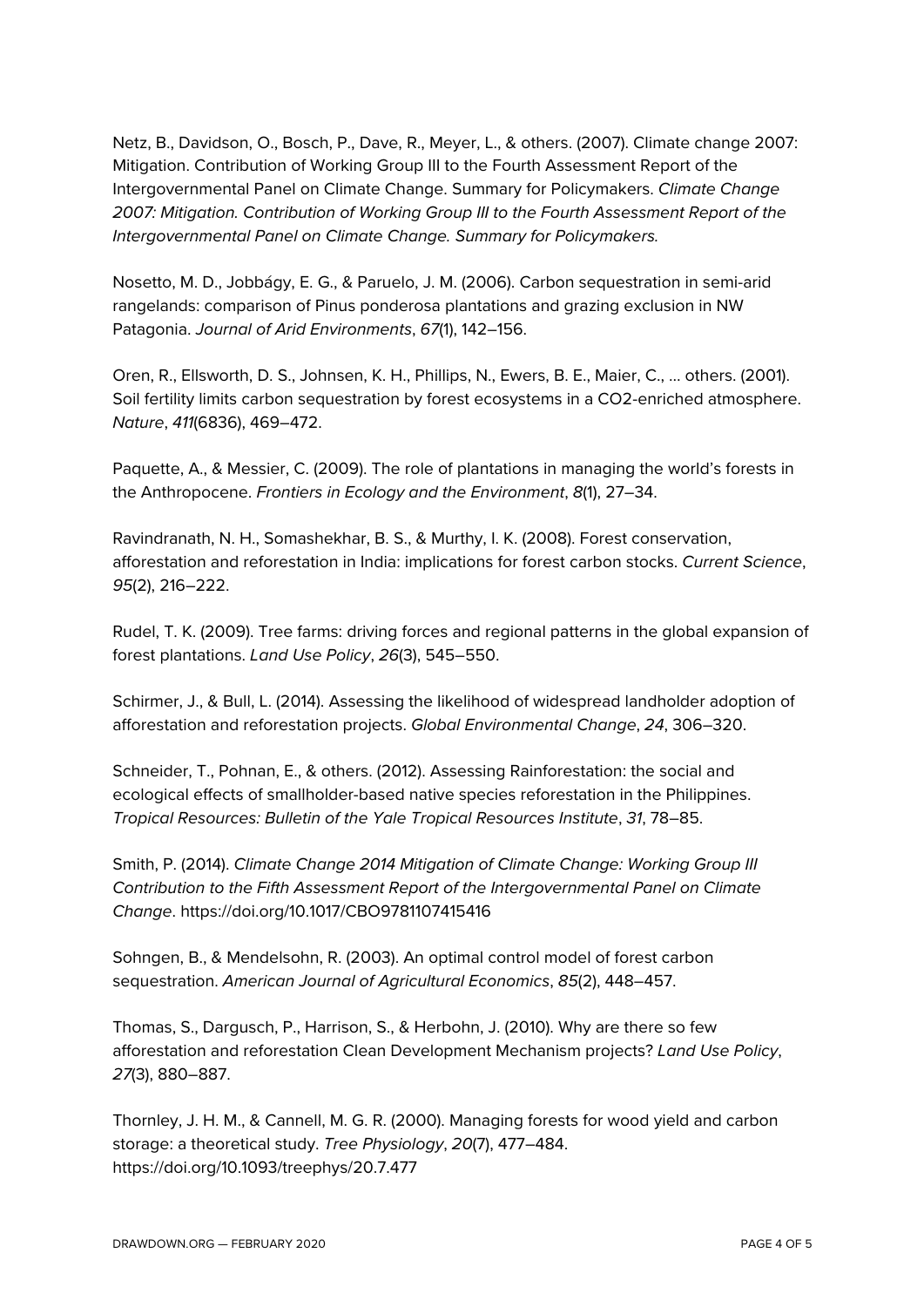Netz, B., Davidson, O., Bosch, P., Dave, R., Meyer, L., & others. (2007). Climate change 2007: Mitigation. Contribution of Working Group III to the Fourth Assessment Report of the Intergovernmental Panel on Climate Change. Summary for Policymakers. *Climate Change 2007: Mitigation. Contribution of Working Group III to the Fourth Assessment Report of the Intergovernmental Panel on Climate Change. Summary for Policymakers.*

Nosetto, M. D., Jobbágy, E. G., & Paruelo, J. M. (2006). Carbon sequestration in semi-arid rangelands: comparison of Pinus ponderosa plantations and grazing exclusion in NW Patagonia. *Journal of Arid Environments*, *67*(1), 142–156.

Oren, R., Ellsworth, D. S., Johnsen, K. H., Phillips, N., Ewers, B. E., Maier, C., … others. (2001). Soil fertility limits carbon sequestration by forest ecosystems in a CO2-enriched atmosphere. *Nature*, *411*(6836), 469–472.

Paquette, A., & Messier, C. (2009). The role of plantations in managing the world's forests in the Anthropocene. *Frontiers in Ecology and the Environment*, *8*(1), 27–34.

Ravindranath, N. H., Somashekhar, B. S., & Murthy, I. K. (2008). Forest conservation, afforestation and reforestation in India: implications for forest carbon stocks. *Current Science*, *95*(2), 216–222.

Rudel, T. K. (2009). Tree farms: driving forces and regional patterns in the global expansion of forest plantations. *Land Use Policy*, *26*(3), 545–550.

Schirmer, J., & Bull, L. (2014). Assessing the likelihood of widespread landholder adoption of afforestation and reforestation projects. *Global Environmental Change*, *24*, 306–320.

Schneider, T., Pohnan, E., & others. (2012). Assessing Rainforestation: the social and ecological effects of smallholder-based native species reforestation in the Philippines. *Tropical Resources: Bulletin of the Yale Tropical Resources Institute*, *31*, 78–85.

Smith, P. (2014). *Climate Change 2014 Mitigation of Climate Change: Working Group III Contribution to the Fifth Assessment Report of the Intergovernmental Panel on Climate Change*. https://doi.org/10.1017/CBO9781107415416

Sohngen, B., & Mendelsohn, R. (2003). An optimal control model of forest carbon sequestration. *American Journal of Agricultural Economics*, *85*(2), 448–457.

Thomas, S., Dargusch, P., Harrison, S., & Herbohn, J. (2010). Why are there so few afforestation and reforestation Clean Development Mechanism projects? *Land Use Policy*, *27*(3), 880–887.

Thornley, J. H. M., & Cannell, M. G. R. (2000). Managing forests for wood yield and carbon storage: a theoretical study. *Tree Physiology*, *20*(7), 477–484. https://doi.org/10.1093/treephys/20.7.477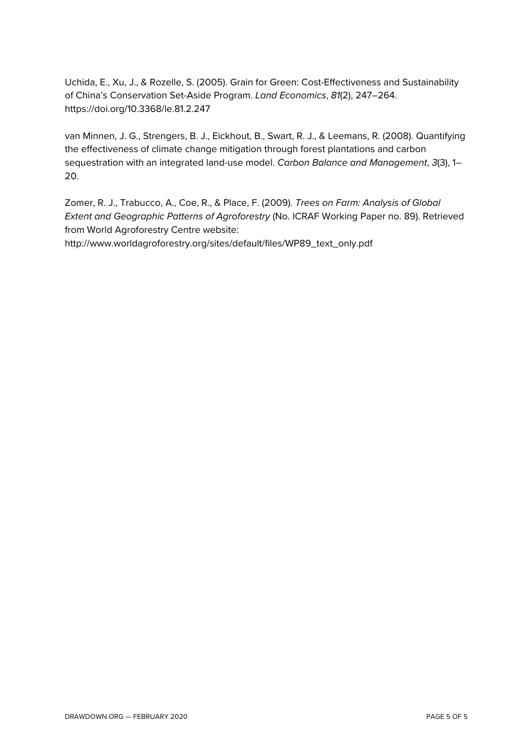Uchida, E., Xu, J., & Rozelle, S. (2005). Grain for Green: Cost-Effectiveness and Sustainability of China's Conservation Set-Aside Program. *Land Economics*, *81*(2), 247–264. https://doi.org/10.3368/le.81.2.247

van Minnen, J. G., Strengers, B. J., Eickhout, B., Swart, R. J., & Leemans, R. (2008). Quantifying the effectiveness of climate change mitigation through forest plantations and carbon sequestration with an integrated land-use model. *Carbon Balance and Management*, *3*(3), 1–20.

Zomer, R. J., Trabucco, A., Coe, R., & Place, F. (2009). *Trees on Farm: Analysis of Global Extent and Geographic Patterns of Agroforestry* (No. ICRAF Working Paper no. 89). Retrieved from World Agroforestry Centre website: http://www.worldagroforestry.org/sites/default/files/WP89_text_only.pdf